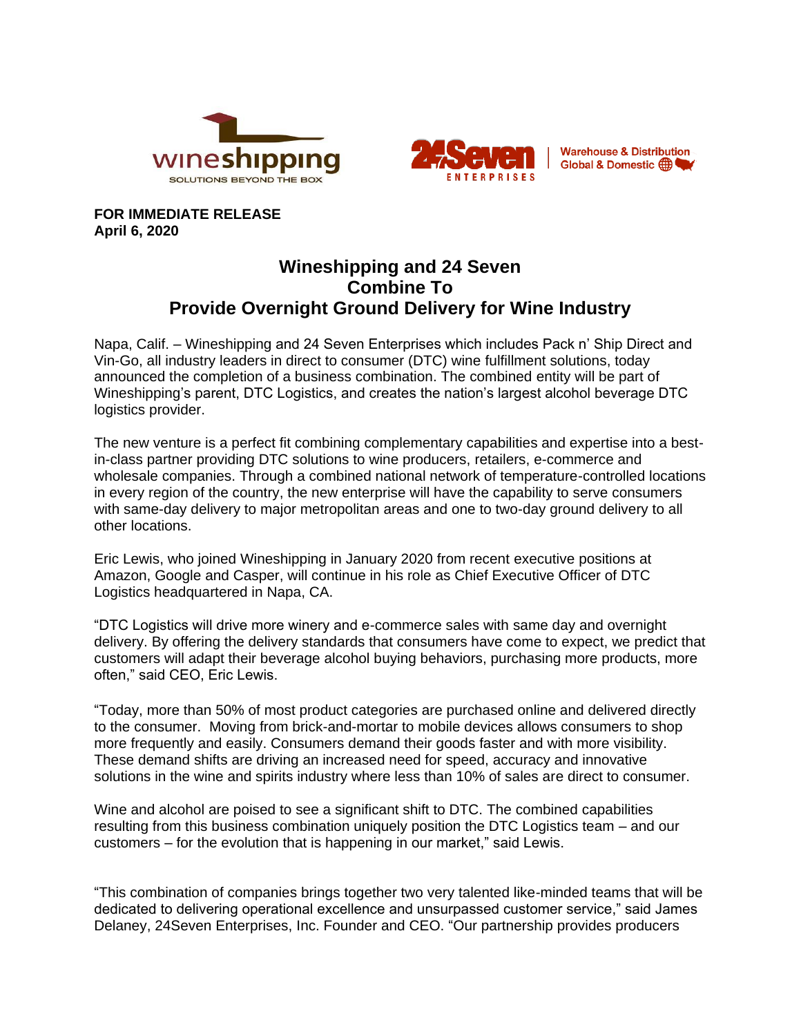**FOR IMMEDIATE RELEASE**
**April 6, 2020**

# Wineshipping and 24 Seven Combine To Provide Overnight Ground Delivery for Wine Industry

Napa, Calif. – Wineshipping and 24 Seven Enterprises which includes Pack n' Ship Direct and Vin-Go, all industry leaders in direct to consumer (DTC) wine fulfillment solutions, today announced the completion of a business combination. The combined entity will be part of Wineshipping's parent, DTC Logistics, and creates the nation's largest alcohol beverage DTC logistics provider.

The new venture is a perfect fit combining complementary capabilities and expertise into a best-in-class partner providing DTC solutions to wine producers, retailers, e-commerce and wholesale companies. Through a combined national network of temperature-controlled locations in every region of the country, the new enterprise will have the capability to serve consumers with same-day delivery to major metropolitan areas and one to two-day ground delivery to all other locations.

Eric Lewis, who joined Wineshipping in January 2020 from recent executive positions at Amazon, Google and Casper, will continue in his role as Chief Executive Officer of DTC Logistics headquartered in Napa, CA.

"DTC Logistics will drive more winery and e-commerce sales with same day and overnight delivery. By offering the delivery standards that consumers have come to expect, we predict that customers will adapt their beverage alcohol buying behaviors, purchasing more products, more often," said CEO, Eric Lewis.

"Today, more than 50% of most product categories are purchased online and delivered directly to the consumer. Moving from brick-and-mortar to mobile devices allows consumers to shop more frequently and easily. Consumers demand their goods faster and with more visibility. These demand shifts are driving an increased need for speed, accuracy and innovative solutions in the wine and spirits industry where less than 10% of sales are direct to consumer.

Wine and alcohol are poised to see a significant shift to DTC. The combined capabilities resulting from this business combination uniquely position the DTC Logistics team – and our customers – for the evolution that is happening in our market," said Lewis.

"This combination of companies brings together two very talented like-minded teams that will be dedicated to delivering operational excellence and unsurpassed customer service," said James Delaney, 24Seven Enterprises, Inc. Founder and CEO. "Our partnership provides producers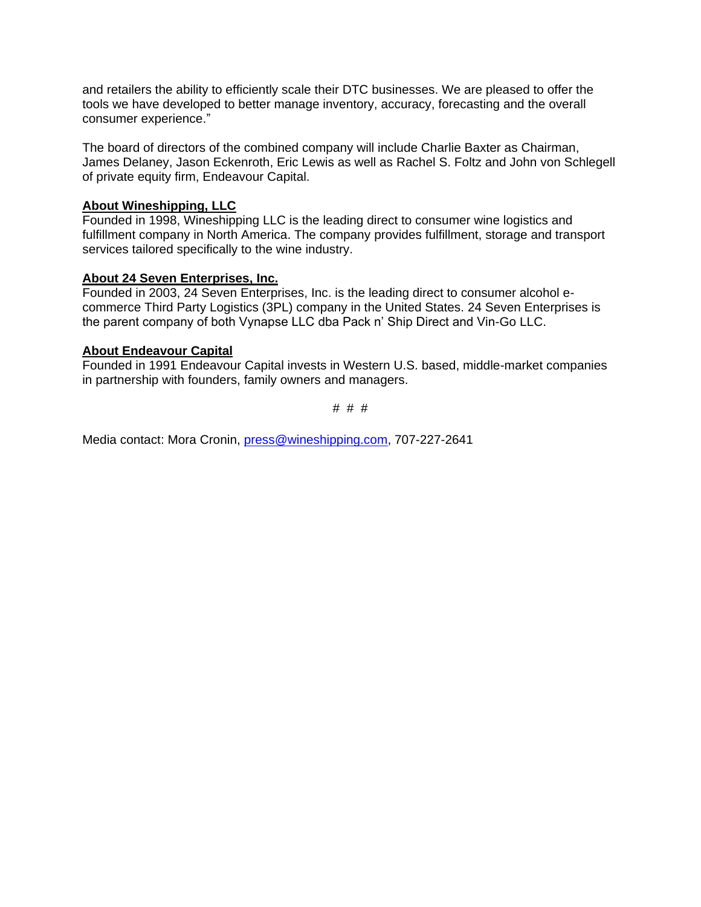and retailers the ability to efficiently scale their DTC businesses. We are pleased to offer the tools we have developed to better manage inventory, accuracy, forecasting and the overall consumer experience."

The board of directors of the combined company will include Charlie Baxter as Chairman, James Delaney, Jason Eckenroth, Eric Lewis as well as Rachel S. Foltz and John von Schlegell of private equity firm, Endeavour Capital.

**About Wineshipping, LLC**

Founded in 1998, Wineshipping LLC is the leading direct to consumer wine logistics and fulfillment company in North America. The company provides fulfillment, storage and transport services tailored specifically to the wine industry.

**About 24 Seven Enterprises, Inc.**

Founded in 2003, 24 Seven Enterprises, Inc. is the leading direct to consumer alcohol e-commerce Third Party Logistics (3PL) company in the United States. 24 Seven Enterprises is the parent company of both Vynapse LLC dba Pack n' Ship Direct and Vin-Go LLC.

**About Endeavour Capital**

Founded in 1991 Endeavour Capital invests in Western U.S. based, middle-market companies in partnership with founders, family owners and managers.

# # #

Media contact: Mora Cronin, press@wineshipping.com, 707-227-2641